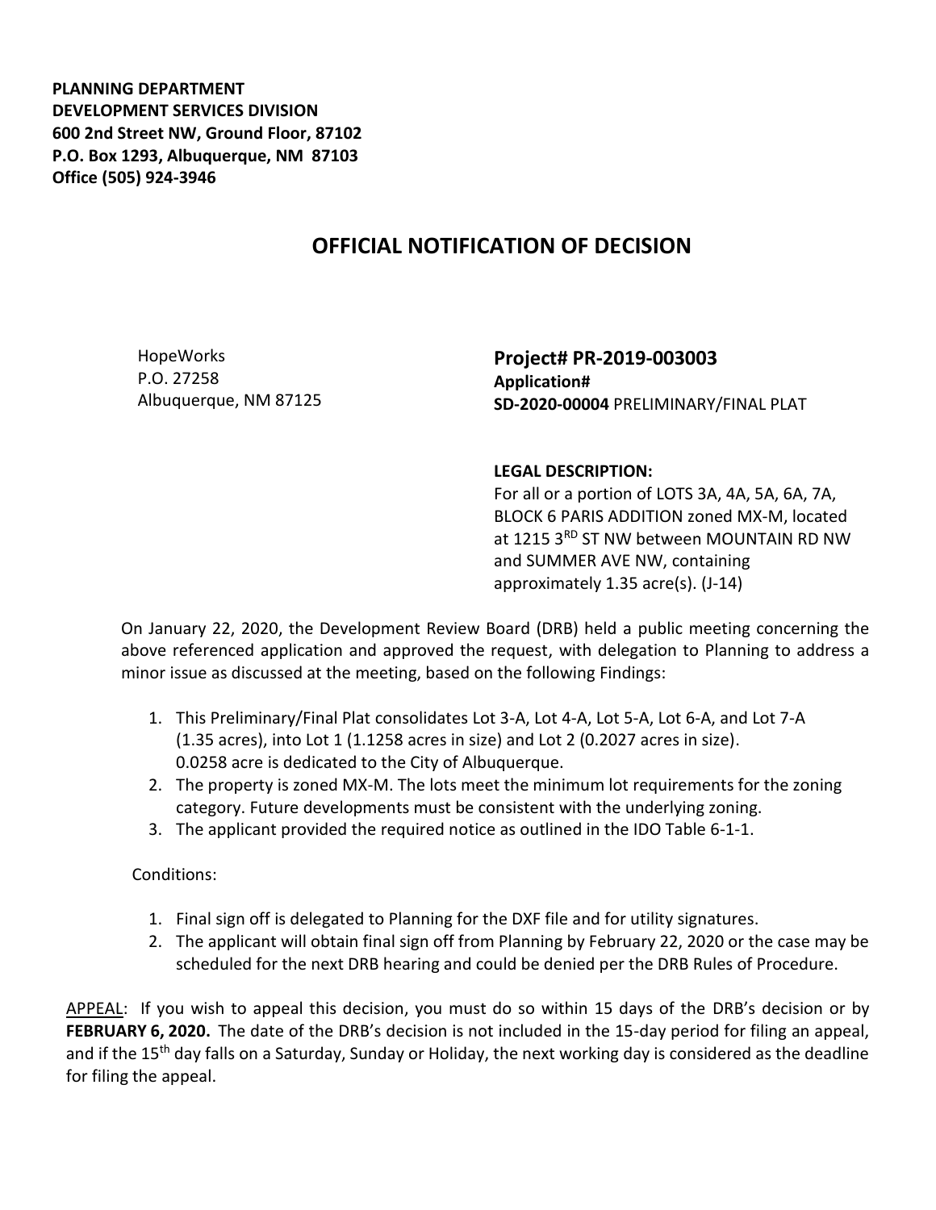**PLANNING DEPARTMENT**
**DEVELOPMENT SERVICES DIVISION**
**600 2nd Street NW, Ground Floor, 87102**
**P.O. Box 1293, Albuquerque, NM 87103**
**Office (505) 924-3946**

# OFFICIAL NOTIFICATION OF DECISION

HopeWorks
P.O. 27258
Albuquerque, NM 87125

**Project# PR-2019-003003**
**Application#**
**SD-2020-00004** PRELIMINARY/FINAL PLAT

**LEGAL DESCRIPTION:**
For all or a portion of LOTS 3A, 4A, 5A, 6A, 7A, BLOCK 6 PARIS ADDITION zoned MX-M, located at 1215 3RD ST NW between MOUNTAIN RD NW and SUMMER AVE NW, containing approximately 1.35 acre(s). (J-14)

On January 22, 2020, the Development Review Board (DRB) held a public meeting concerning the above referenced application and approved the request, with delegation to Planning to address a minor issue as discussed at the meeting, based on the following Findings:

1. This Preliminary/Final Plat consolidates Lot 3-A, Lot 4-A, Lot 5-A, Lot 6-A, and Lot 7-A (1.35 acres), into Lot 1 (1.1258 acres in size) and Lot 2 (0.2027 acres in size). 0.0258 acre is dedicated to the City of Albuquerque.
2. The property is zoned MX-M. The lots meet the minimum lot requirements for the zoning category. Future developments must be consistent with the underlying zoning.
3. The applicant provided the required notice as outlined in the IDO Table 6-1-1.

Conditions:

1. Final sign off is delegated to Planning for the DXF file and for utility signatures.
2. The applicant will obtain final sign off from Planning by February 22, 2020 or the case may be scheduled for the next DRB hearing and could be denied per the DRB Rules of Procedure.

APPEAL: If you wish to appeal this decision, you must do so within 15 days of the DRB's decision or by **FEBRUARY 6, 2020.** The date of the DRB's decision is not included in the 15-day period for filing an appeal, and if the 15th day falls on a Saturday, Sunday or Holiday, the next working day is considered as the deadline for filing the appeal.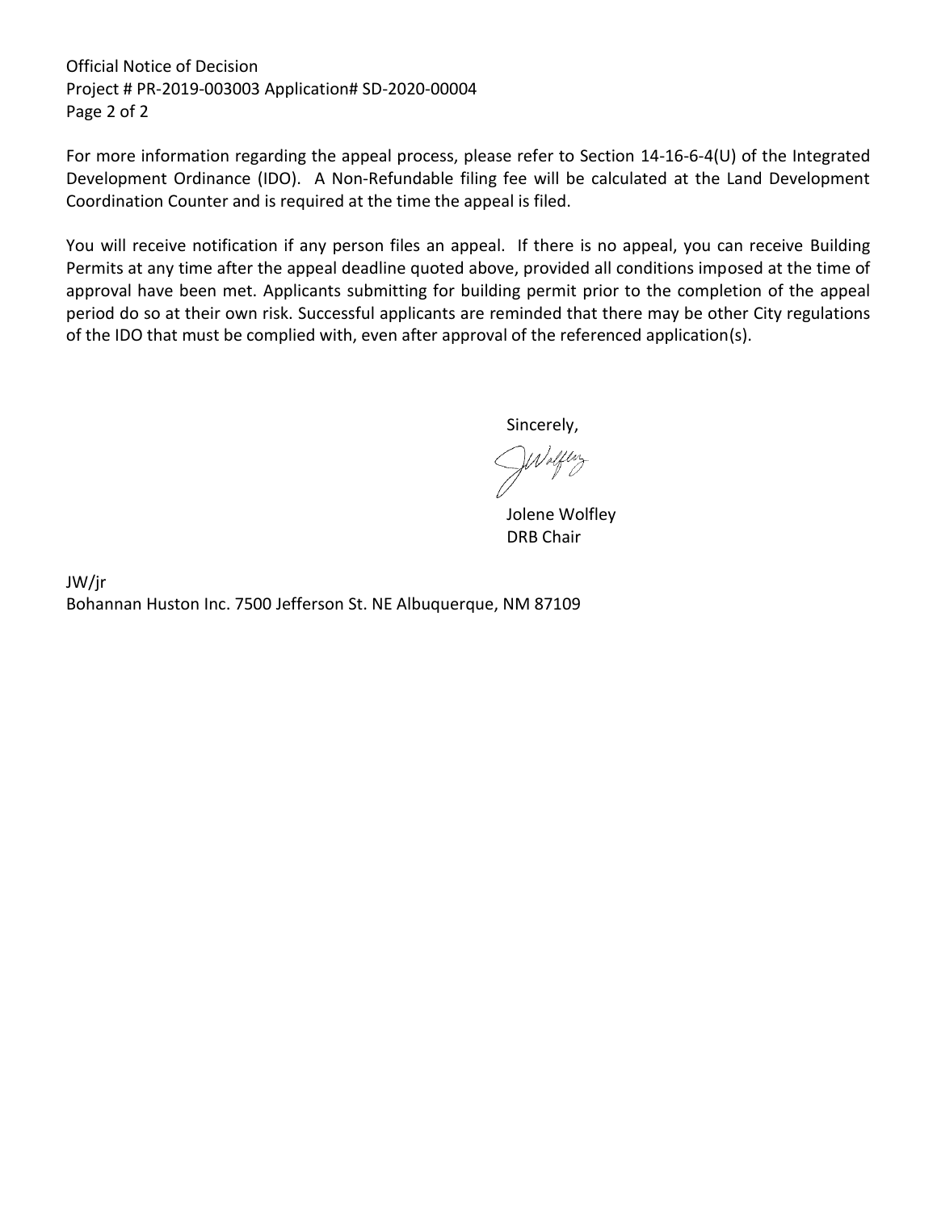For more information regarding the appeal process, please refer to Section 14-16-6-4(U) of the Integrated Development Ordinance (IDO). A Non-Refundable filing fee will be calculated at the Land Development Coordination Counter and is required at the time the appeal is filed.

You will receive notification if any person files an appeal. If there is no appeal, you can receive Building Permits at any time after the appeal deadline quoted above, provided all conditions imposed at the time of approval have been met. Applicants submitting for building permit prior to the completion of the appeal period do so at their own risk. Successful applicants are reminded that there may be other City regulations of the IDO that must be complied with, even after approval of the referenced application(s).

Sincerely,

JWolfley

Jolene Wolfley
DRB Chair

JW/jr
Bohannan Huston Inc. 7500 Jefferson St. NE Albuquerque, NM 87109